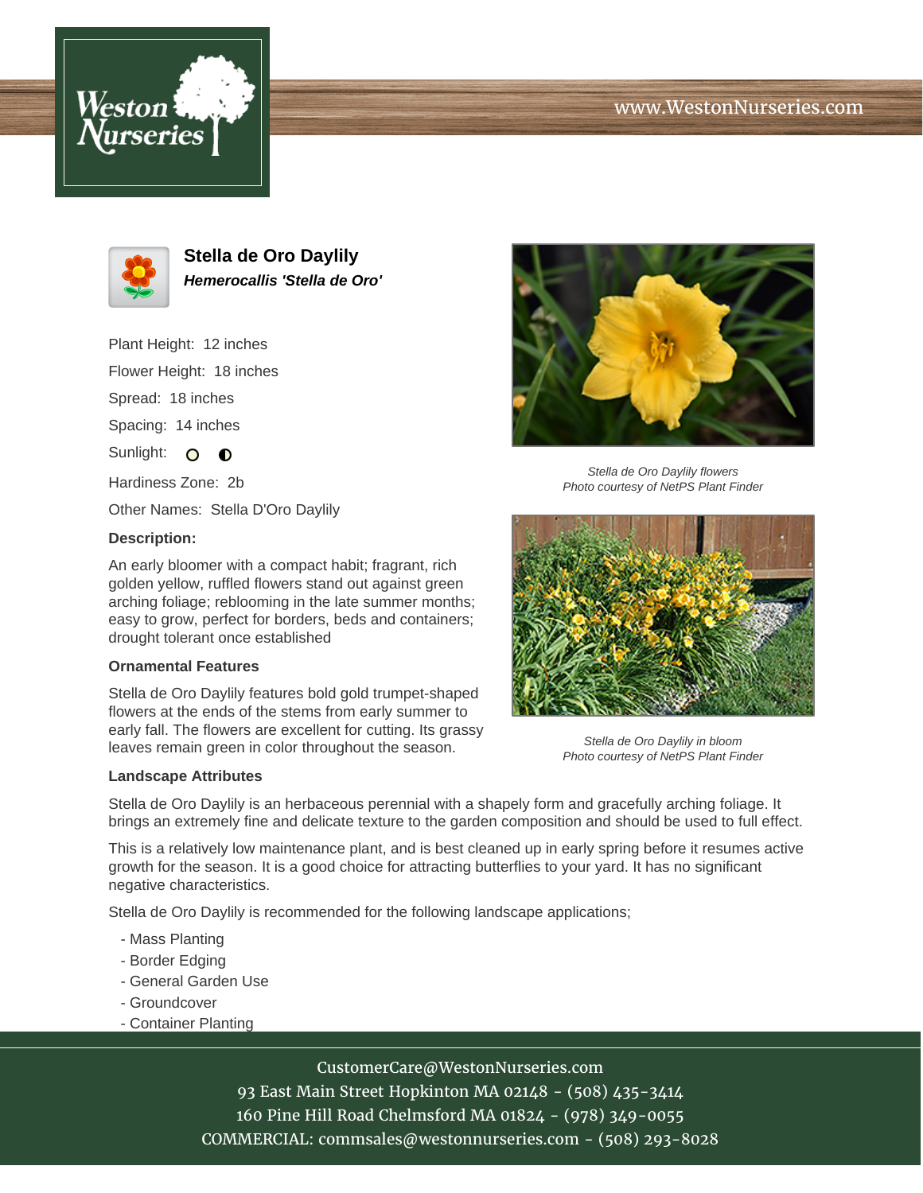# Stella de Oro Daylily

***Hemerocallis 'Stella de Oro'***

Plant Height: 12 inches

Flower Height: 18 inches

Spread: 18 inches

Spacing: 14 inches

Sunlight:

Hardiness Zone: 2b

Other Names: Stella D'Oro Daylily

**Description:**

An early bloomer with a compact habit; fragrant, rich golden yellow, ruffled flowers stand out against green arching foliage; reblooming in the late summer months; easy to grow, perfect for borders, beds and containers; drought tolerant once established

*Stella de Oro Daylily flowers*
*Photo courtesy of NetPS Plant Finder*

*Stella de Oro Daylily in bloom*
*Photo courtesy of NetPS Plant Finder*

### Ornamental Features

Stella de Oro Daylily features bold gold trumpet-shaped flowers at the ends of the stems from early summer to early fall. The flowers are excellent for cutting. Its grassy leaves remain green in color throughout the season.

### Landscape Attributes

Stella de Oro Daylily is an herbaceous perennial with a shapely form and gracefully arching foliage. It brings an extremely fine and delicate texture to the garden composition and should be used to full effect.

This is a relatively low maintenance plant, and is best cleaned up in early spring before it resumes active growth for the season. It is a good choice for attracting butterflies to your yard. It has no significant negative characteristics.

Stella de Oro Daylily is recommended for the following landscape applications;

- Mass Planting
- Border Edging
- General Garden Use
- Groundcover
- Container Planting

CustomerCare@WestonNurseries.com
93 East Main Street Hopkinton MA 02148 - (508) 435-3414
160 Pine Hill Road Chelmsford MA 01824 - (978) 349-0055
COMMERCIAL: commsales@westonnurseries.com - (508) 293-8028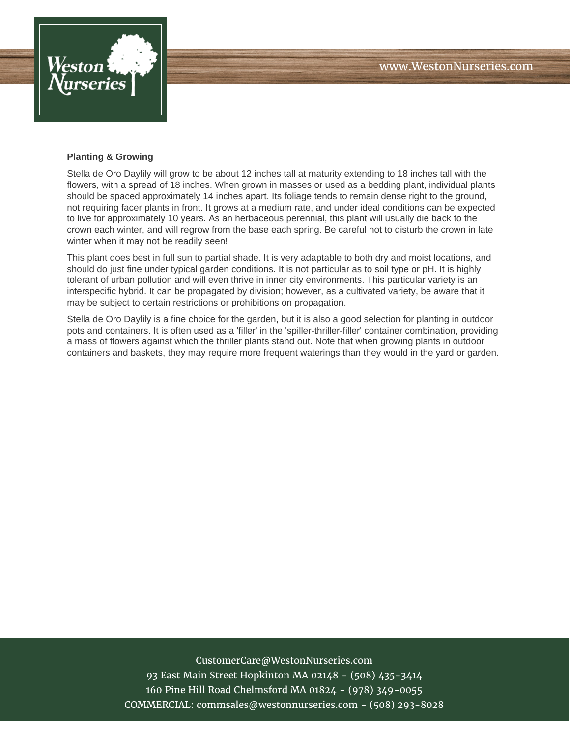**Planting & Growing**

Stella de Oro Daylily will grow to be about 12 inches tall at maturity extending to 18 inches tall with the flowers, with a spread of 18 inches. When grown in masses or used as a bedding plant, individual plants should be spaced approximately 14 inches apart. Its foliage tends to remain dense right to the ground, not requiring facer plants in front. It grows at a medium rate, and under ideal conditions can be expected to live for approximately 10 years. As an herbaceous perennial, this plant will usually die back to the crown each winter, and will regrow from the base each spring. Be careful not to disturb the crown in late winter when it may not be readily seen!

This plant does best in full sun to partial shade. It is very adaptable to both dry and moist locations, and should do just fine under typical garden conditions. It is not particular as to soil type or pH. It is highly tolerant of urban pollution and will even thrive in inner city environments. This particular variety is an interspecific hybrid. It can be propagated by division; however, as a cultivated variety, be aware that it may be subject to certain restrictions or prohibitions on propagation.

Stella de Oro Daylily is a fine choice for the garden, but it is also a good selection for planting in outdoor pots and containers. It is often used as a 'filler' in the 'spiller-thriller-filler' container combination, providing a mass of flowers against which the thriller plants stand out. Note that when growing plants in outdoor containers and baskets, they may require more frequent waterings than they would in the yard or garden.